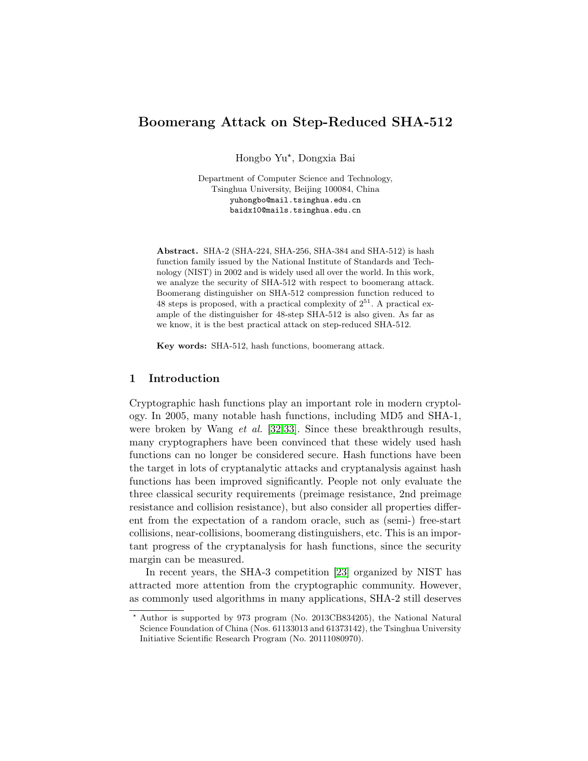# Boomerang Attack on Step-Reduced SHA-512

Hongbo Yu*, Dongxia Bai

Department of Computer Science and Technology,
Tsinghua University, Beijing 100084, China
yuhongbo@mail.tsinghua.edu.cn
baidx10@mails.tsinghua.edu.cn

**Abstract.** SHA-2 (SHA-224, SHA-256, SHA-384 and SHA-512) is hash function family issued by the National Institute of Standards and Technology (NIST) in 2002 and is widely used all over the world. In this work, we analyze the security of SHA-512 with respect to boomerang attack. Boomerang distinguisher on SHA-512 compression function reduced to 48 steps is proposed, with a practical complexity of $2^{51}$. A practical example of the distinguisher for 48-step SHA-512 is also given. As far as we know, it is the best practical attack on step-reduced SHA-512.

**Key words:** SHA-512, hash functions, boomerang attack.

## 1 Introduction

Cryptographic hash functions play an important role in modern cryptology. In 2005, many notable hash functions, including MD5 and SHA-1, were broken by Wang *et al.* [32,33]. Since these breakthrough results, many cryptographers have been convinced that these widely used hash functions can no longer be considered secure. Hash functions have been the target in lots of cryptanalytic attacks and cryptanalysis against hash functions has been improved significantly. People not only evaluate the three classical security requirements (preimage resistance, 2nd preimage resistance and collision resistance), but also consider all properties different from the expectation of a random oracle, such as (semi-) free-start collisions, near-collisions, boomerang distinguishers, etc. This is an important progress of the cryptanalysis for hash functions, since the security margin can be measured.

In recent years, the SHA-3 competition [23] organized by NIST has attracted more attention from the cryptographic community. However, as commonly used algorithms in many applications, SHA-2 still deserves

* Author is supported by 973 program (No. 2013CB834205), the National Natural Science Foundation of China (Nos. 61133013 and 61373142), the Tsinghua University Initiative Scientific Research Program (No. 20111080970).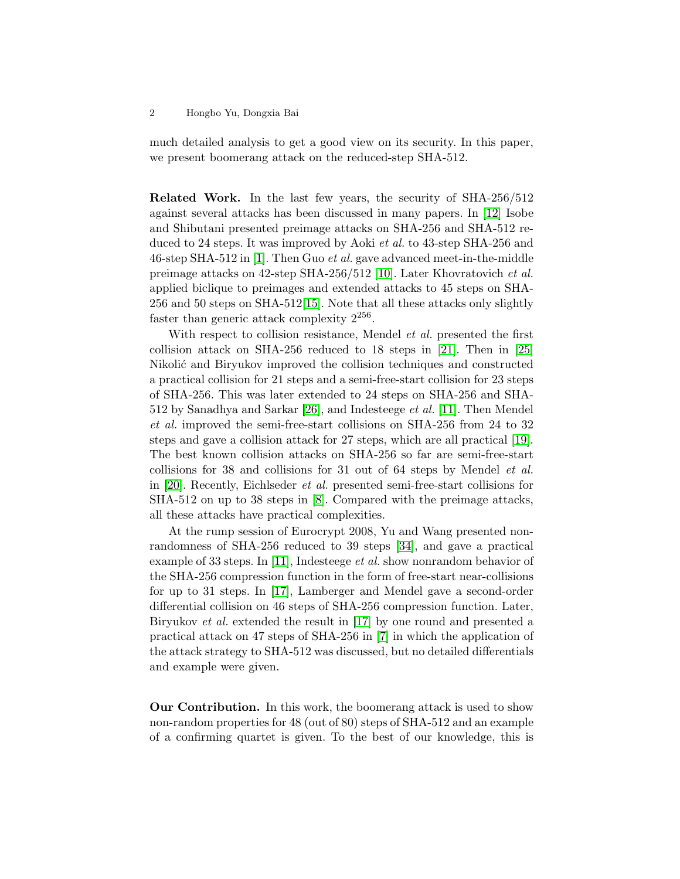much detailed analysis to get a good view on its security. In this paper, we present boomerang attack on the reduced-step SHA-512.

**Related Work.** In the last few years, the security of SHA-256/512 against several attacks has been discussed in many papers. In [12] Isobe and Shibutani presented preimage attacks on SHA-256 and SHA-512 reduced to 24 steps. It was improved by Aoki *et al.* to 43-step SHA-256 and 46-step SHA-512 in [1]. Then Guo *et al.* gave advanced meet-in-the-middle preimage attacks on 42-step SHA-256/512 [10]. Later Khovratovich *et al.* applied biclique to preimages and extended attacks to 45 steps on SHA-256 and 50 steps on SHA-512[15]. Note that all these attacks only slightly faster than generic attack complexity $2^{256}$.

With respect to collision resistance, Mendel *et al.* presented the first collision attack on SHA-256 reduced to 18 steps in [21]. Then in [25] Nikolić and Biryukov improved the collision techniques and constructed a practical collision for 21 steps and a semi-free-start collision for 23 steps of SHA-256. This was later extended to 24 steps on SHA-256 and SHA-512 by Sanadhya and Sarkar [26], and Indesteege *et al.* [11]. Then Mendel *et al.* improved the semi-free-start collisions on SHA-256 from 24 to 32 steps and gave a collision attack for 27 steps, which are all practical [19]. The best known collision attacks on SHA-256 so far are semi-free-start collisions for 38 and collisions for 31 out of 64 steps by Mendel *et al.* in [20]. Recently, Eichlseder *et al.* presented semi-free-start collisions for SHA-512 on up to 38 steps in [8]. Compared with the preimage attacks, all these attacks have practical complexities.

At the rump session of Eurocrypt 2008, Yu and Wang presented non-randomness of SHA-256 reduced to 39 steps [34], and gave a practical example of 33 steps. In [11], Indesteege *et al.* show nonrandom behavior of the SHA-256 compression function in the form of free-start near-collisions for up to 31 steps. In [17], Lamberger and Mendel gave a second-order differential collision on 46 steps of SHA-256 compression function. Later, Biryukov *et al.* extended the result in [17] by one round and presented a practical attack on 47 steps of SHA-256 in [7] in which the application of the attack strategy to SHA-512 was discussed, but no detailed differentials and example were given.

**Our Contribution.** In this work, the boomerang attack is used to show non-random properties for 48 (out of 80) steps of SHA-512 and an example of a confirming quartet is given. To the best of our knowledge, this is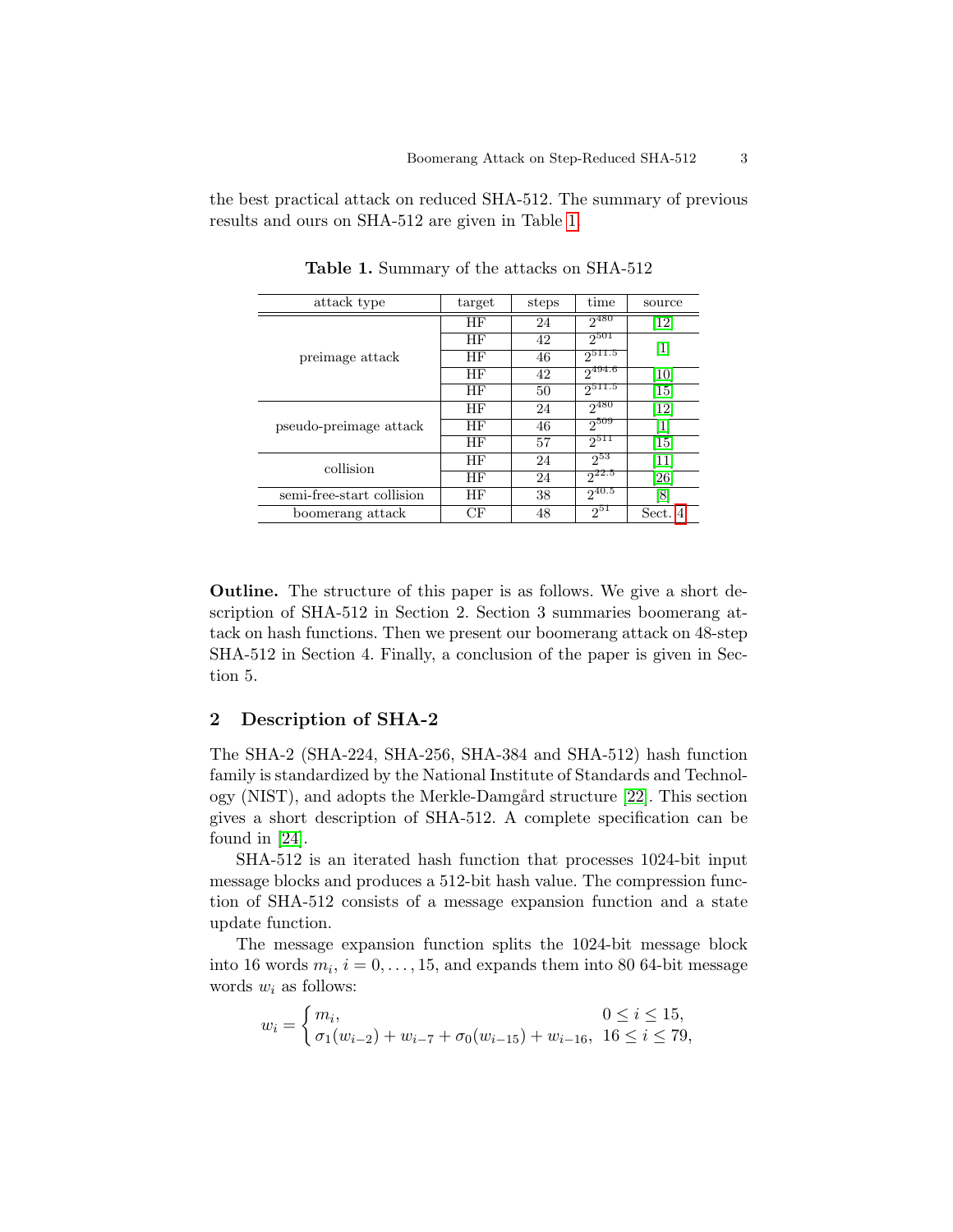the best practical attack on reduced SHA-512. The summary of previous results and ours on SHA-512 are given in Table 1.

**Table 1.** Summary of the attacks on SHA-512

| attack type | target | steps | time | source |
|---|---|---|---|---|
| preimage attack | HF | 24 | $2^{480}$ | [12] |
| | HF | 42 | $2^{501}$ | [1] |
| | HF | 46 | $2^{511.5}$ | |
| | HF | 42 | $2^{494.6}$ | [10] |
| | HF | 50 | $2^{511.5}$ | [15] |
| pseudo-preimage attack | HF | 24 | $2^{480}$ | [12] |
| | HF | 46 | $2^{509}$ | [1] |
| | HF | 57 | $2^{511}$ | [15] |
| collision | HF | 24 | $2^{53}$ | [11] |
| | HF | 24 | $2^{22.5}$ | [26] |
| semi-free-start collision | HF | 38 | $2^{40.5}$ | [8] |
| boomerang attack | CF | 48 | $2^{51}$ | Sect. 4 |

**Outline.** The structure of this paper is as follows. We give a short description of SHA-512 in Section 2. Section 3 summaries boomerang attack on hash functions. Then we present our boomerang attack on 48-step SHA-512 in Section 4. Finally, a conclusion of the paper is given in Section 5.

## 2 Description of SHA-2

The SHA-2 (SHA-224, SHA-256, SHA-384 and SHA-512) hash function family is standardized by the National Institute of Standards and Technology (NIST), and adopts the Merkle-Damgård structure [22]. This section gives a short description of SHA-512. A complete specification can be found in [24].

SHA-512 is an iterated hash function that processes 1024-bit input message blocks and produces a 512-bit hash value. The compression function of SHA-512 consists of a message expansion function and a state update function.

The message expansion function splits the 1024-bit message block into 16 words $m_i$, $i = 0, \ldots, 15$, and expands them into 80 64-bit message words $w_i$ as follows:

$$w_i = \begin{cases} m_i, & 0 \leq i \leq 15, \\ \sigma_1(w_{i-2}) + w_{i-7} + \sigma_0(w_{i-15}) + w_{i-16}, & 16 \leq i \leq 79, \end{cases}$$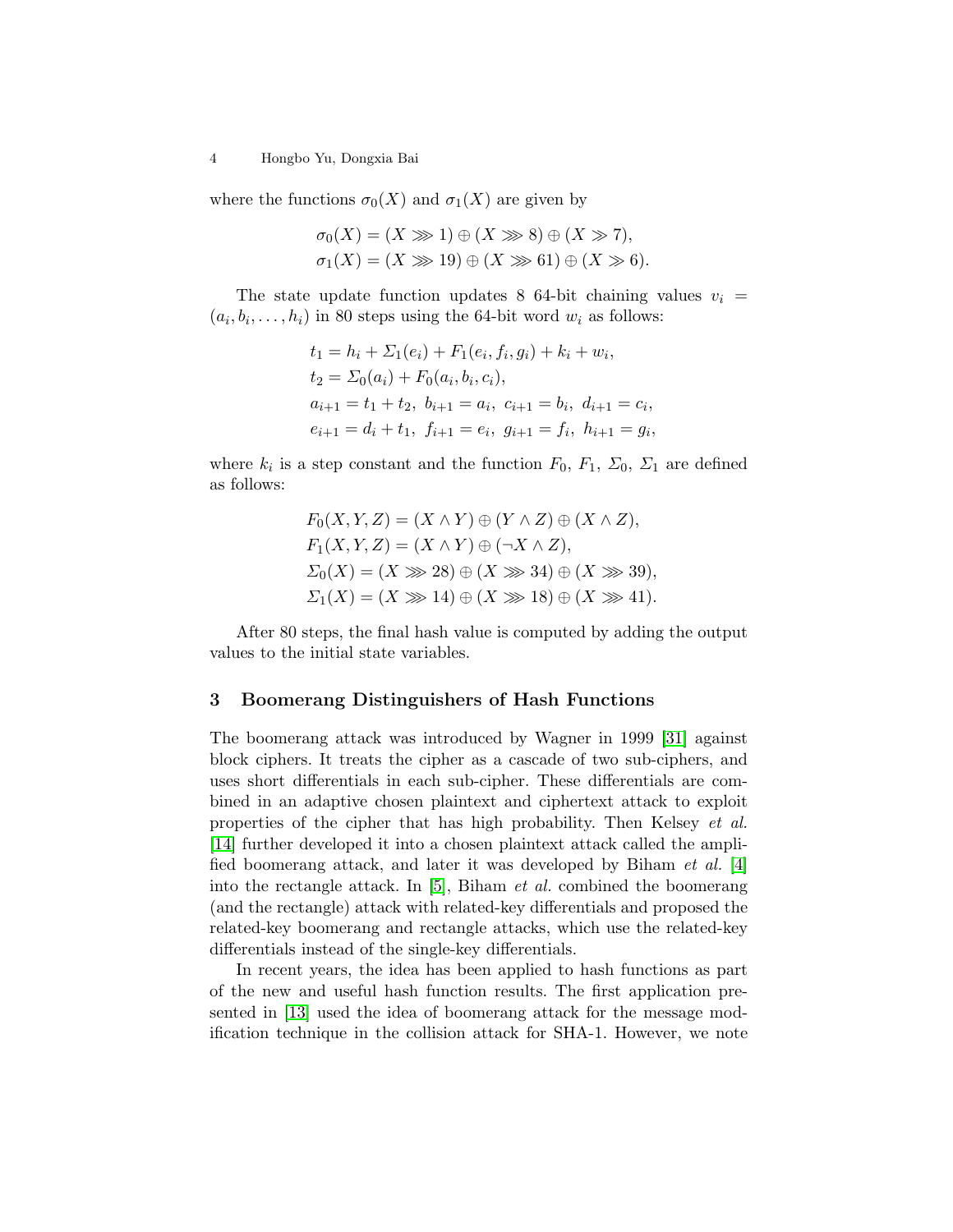where the functions $\sigma_0(X)$ and $\sigma_1(X)$ are given by

$$\sigma_0(X) = (X \ggg 1) \oplus (X \ggg 8) \oplus (X \gg 7),$$
$$\sigma_1(X) = (X \ggg 19) \oplus (X \ggg 61) \oplus (X \gg 6).$$

The state update function updates 8 64-bit chaining values $v_i = (a_i, b_i, \ldots, h_i)$ in 80 steps using the 64-bit word $w_i$ as follows:

$$t_1 = h_i + \Sigma_1(e_i) + F_1(e_i, f_i, g_i) + k_i + w_i,$$
$$t_2 = \Sigma_0(a_i) + F_0(a_i, b_i, c_i),$$
$$a_{i+1} = t_1 + t_2,\ b_{i+1} = a_i,\ c_{i+1} = b_i,\ d_{i+1} = c_i,$$
$$e_{i+1} = d_i + t_1,\ f_{i+1} = e_i,\ g_{i+1} = f_i,\ h_{i+1} = g_i,$$

where $k_i$ is a step constant and the function $F_0$, $F_1$, $\Sigma_0$, $\Sigma_1$ are defined as follows:

$$F_0(X, Y, Z) = (X \wedge Y) \oplus (Y \wedge Z) \oplus (X \wedge Z),$$
$$F_1(X, Y, Z) = (X \wedge Y) \oplus (\neg X \wedge Z),$$
$$\Sigma_0(X) = (X \ggg 28) \oplus (X \ggg 34) \oplus (X \ggg 39),$$
$$\Sigma_1(X) = (X \ggg 14) \oplus (X \ggg 18) \oplus (X \ggg 41).$$

After 80 steps, the final hash value is computed by adding the output values to the initial state variables.

## 3 Boomerang Distinguishers of Hash Functions

The boomerang attack was introduced by Wagner in 1999 [31] against block ciphers. It treats the cipher as a cascade of two sub-ciphers, and uses short differentials in each sub-cipher. These differentials are combined in an adaptive chosen plaintext and ciphertext attack to exploit properties of the cipher that has high probability. Then Kelsey *et al.* [14] further developed it into a chosen plaintext attack called the amplified boomerang attack, and later it was developed by Biham *et al.* [4] into the rectangle attack. In [5], Biham *et al.* combined the boomerang (and the rectangle) attack with related-key differentials and proposed the related-key boomerang and rectangle attacks, which use the related-key differentials instead of the single-key differentials.

In recent years, the idea has been applied to hash functions as part of the new and useful hash function results. The first application presented in [13] used the idea of boomerang attack for the message modification technique in the collision attack for SHA-1. However, we note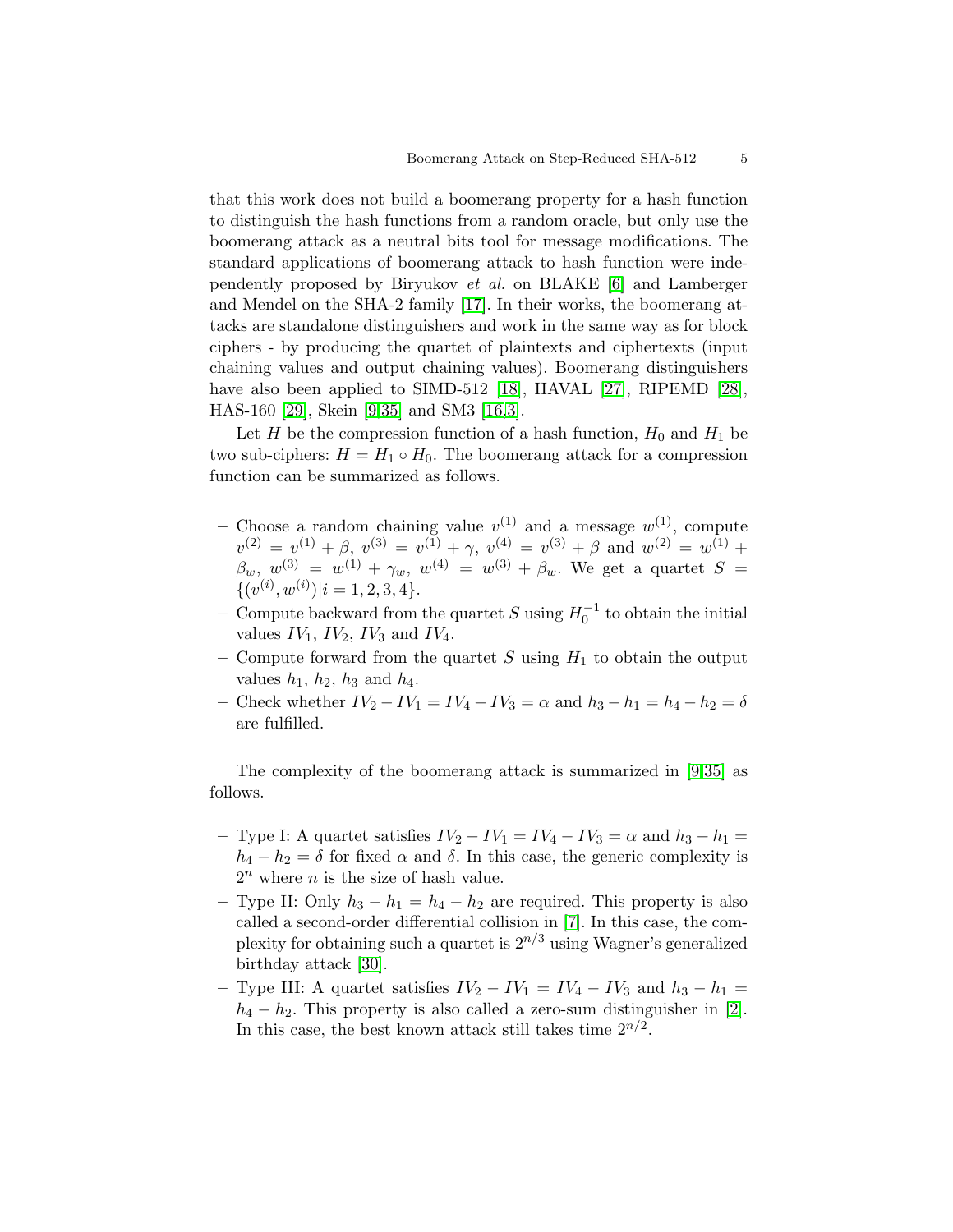that this work does not build a boomerang property for a hash function to distinguish the hash functions from a random oracle, but only use the boomerang attack as a neutral bits tool for message modifications. The standard applications of boomerang attack to hash function were independently proposed by Biryukov *et al.* on BLAKE [6] and Lamberger and Mendel on the SHA-2 family [17]. In their works, the boomerang attacks are standalone distinguishers and work in the same way as for block ciphers - by producing the quartet of plaintexts and ciphertexts (input chaining values and output chaining values). Boomerang distinguishers have also been applied to SIMD-512 [18], HAVAL [27], RIPEMD [28], HAS-160 [29], Skein [9,35] and SM3 [16,3].

Let $H$ be the compression function of a hash function, $H_0$ and $H_1$ be two sub-ciphers: $H = H_1 \circ H_0$. The boomerang attack for a compression function can be summarized as follows.

- Choose a random chaining value $v^{(1)}$ and a message $w^{(1)}$, compute $v^{(2)} = v^{(1)} + \beta$, $v^{(3)} = v^{(1)} + \gamma$, $v^{(4)} = v^{(3)} + \beta$ and $w^{(2)} = w^{(1)} + \beta_w$, $w^{(3)} = w^{(1)} + \gamma_w$, $w^{(4)} = w^{(3)} + \beta_w$. We get a quartet $S = \{(v^{(i)}, w^{(i)}) | i = 1, 2, 3, 4\}$.
- Compute backward from the quartet $S$ using $H_0^{-1}$ to obtain the initial values $IV_1$, $IV_2$, $IV_3$ and $IV_4$.
- Compute forward from the quartet $S$ using $H_1$ to obtain the output values $h_1$, $h_2$, $h_3$ and $h_4$.
- Check whether $IV_2 - IV_1 = IV_4 - IV_3 = \alpha$ and $h_3 - h_1 = h_4 - h_2 = \delta$ are fulfilled.

The complexity of the boomerang attack is summarized in [9,35] as follows.

- Type I: A quartet satisfies $IV_2 - IV_1 = IV_4 - IV_3 = \alpha$ and $h_3 - h_1 = h_4 - h_2 = \delta$ for fixed $\alpha$ and $\delta$. In this case, the generic complexity is $2^n$ where $n$ is the size of hash value.
- Type II: Only $h_3 - h_1 = h_4 - h_2$ are required. This property is also called a second-order differential collision in [7]. In this case, the complexity for obtaining such a quartet is $2^{n/3}$ using Wagner's generalized birthday attack [30].
- Type III: A quartet satisfies $IV_2 - IV_1 = IV_4 - IV_3$ and $h_3 - h_1 = h_4 - h_2$. This property is also called a zero-sum distinguisher in [2]. In this case, the best known attack still takes time $2^{n/2}$.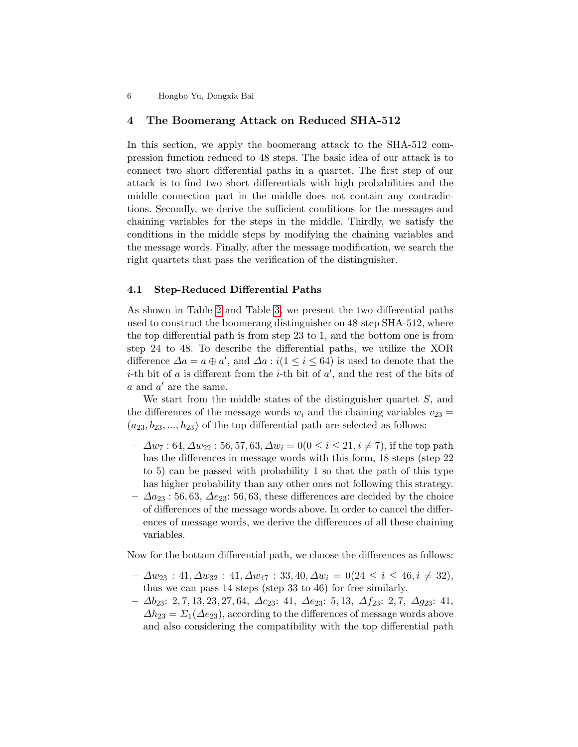## 4 The Boomerang Attack on Reduced SHA-512

In this section, we apply the boomerang attack to the SHA-512 compression function reduced to 48 steps. The basic idea of our attack is to connect two short differential paths in a quartet. The first step of our attack is to find two short differentials with high probabilities and the middle connection part in the middle does not contain any contradictions. Secondly, we derive the sufficient conditions for the messages and chaining variables for the steps in the middle. Thirdly, we satisfy the conditions in the middle steps by modifying the chaining variables and the message words. Finally, after the message modification, we search the right quartets that pass the verification of the distinguisher.

### 4.1 Step-Reduced Differential Paths

As shown in Table 2 and Table 3, we present the two differential paths used to construct the boomerang distinguisher on 48-step SHA-512, where the top differential path is from step 23 to 1, and the bottom one is from step 24 to 48. To describe the differential paths, we utilize the XOR difference $\Delta a = a \oplus a'$, and $\Delta a : i (1 \leq i \leq 64)$ is used to denote that the $i$-th bit of $a$ is different from the $i$-th bit of $a'$, and the rest of the bits of $a$ and $a'$ are the same.

We start from the middle states of the distinguisher quartet $S$, and the differences of the message words $w_i$ and the chaining variables $v_{23} = (a_{23}, b_{23}, ..., h_{23})$ of the top differential path are selected as follows:

- $\Delta w_7 : 64, \Delta w_{22} : 56, 57, 63, \Delta w_i = 0 (0 \leq i \leq 21, i \neq 7)$, if the top path has the differences in message words with this form, 18 steps (step 22 to 5) can be passed with probability 1 so that the path of this type has higher probability than any other ones not following this strategy.
- $\Delta a_{23} : 56, 63$, $\Delta e_{23}$: 56, 63, these differences are decided by the choice of differences of the message words above. In order to cancel the differences of message words, we derive the differences of all these chaining variables.

Now for the bottom differential path, we choose the differences as follows:

- $\Delta w_{23} : 41, \Delta w_{32} : 41, \Delta w_{47} : 33, 40, \Delta w_i = 0 (24 \leq i \leq 46, i \neq 32)$, thus we can pass 14 steps (step 33 to 46) for free similarly.
- $\Delta b_{23}$: 2, 7, 13, 23, 27, 64, $\Delta c_{23}$: 41, $\Delta e_{23}$: 5, 13, $\Delta f_{23}$: 2, 7, $\Delta g_{23}$: 41, $\Delta h_{23} = \Sigma_1(\Delta e_{23})$, according to the differences of message words above and also considering the compatibility with the top differential path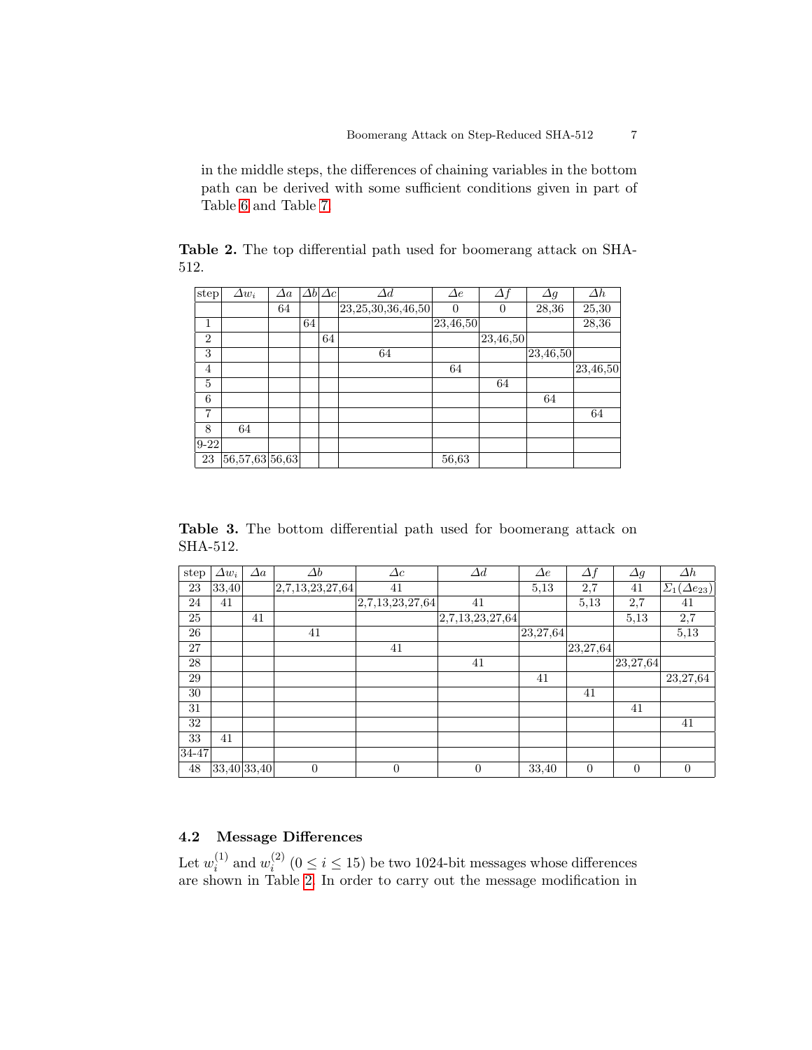in the middle steps, the differences of chaining variables in the bottom path can be derived with some sufficient conditions given in part of Table 6 and Table 7.

**Table 2.** The top differential path used for boomerang attack on SHA-512.

| step | $\Delta w_i$ | $\Delta a$ | $\Delta b$ | $\Delta c$ | $\Delta d$ | $\Delta e$ | $\Delta f$ | $\Delta g$ | $\Delta h$ |
|---|---|---|---|---|---|---|---|---|---|
| | | 64 | | | 23,25,30,36,46,50 | 0 | 0 | 28,36 | 25,30 |
| 1 | | | 64 | | | 23,46,50 | | | 28,36 |
| 2 | | | | 64 | | | 23,46,50 | | |
| 3 | | | | | 64 | | | 23,46,50 | |
| 4 | | | | | | 64 | | | 23,46,50 |
| 5 | | | | | | | 64 | | |
| 6 | | | | | | | | 64 | |
| 7 | | | | | | | | | 64 |
| 8 | 64 | | | | | | | | |
| 9-22 | | | | | | | | | |
| 23 | 56,57,63 | 56,63 | | | | 56,63 | | | |

**Table 3.** The bottom differential path used for boomerang attack on SHA-512.

| step | $\Delta w_i$ | $\Delta a$ | $\Delta b$ | $\Delta c$ | $\Delta d$ | $\Delta e$ | $\Delta f$ | $\Delta g$ | $\Delta h$ |
|---|---|---|---|---|---|---|---|---|---|
| 23 | 33,40 | | 2,7,13,23,27,64 | 41 | | 5,13 | 2,7 | 41 | $\Sigma_1(\Delta e_{23})$ |
| 24 | 41 | | | 2,7,13,23,27,64 | 41 | | 5,13 | 2,7 | 41 |
| 25 | | 41 | | | 2,7,13,23,27,64 | | | 5,13 | 2,7 |
| 26 | | | 41 | | | 23,27,64 | | | 5,13 |
| 27 | | | | 41 | | | 23,27,64 | | |
| 28 | | | | | 41 | | | 23,27,64 | |
| 29 | | | | | | 41 | | | 23,27,64 |
| 30 | | | | | | | 41 | | |
| 31 | | | | | | | | 41 | |
| 32 | | | | | | | | | 41 |
| 33 | 41 | | | | | | | | |
| 34-47 | | | | | | | | | |
| 48 | 33,40 | 33,40 | 0 | 0 | 0 | 33,40 | 0 | 0 | 0 |

### 4.2 Message Differences

Let $w_i^{(1)}$ and $w_i^{(2)}$ ($0 \leq i \leq 15$) be two 1024-bit messages whose differences are shown in Table 2. In order to carry out the message modification in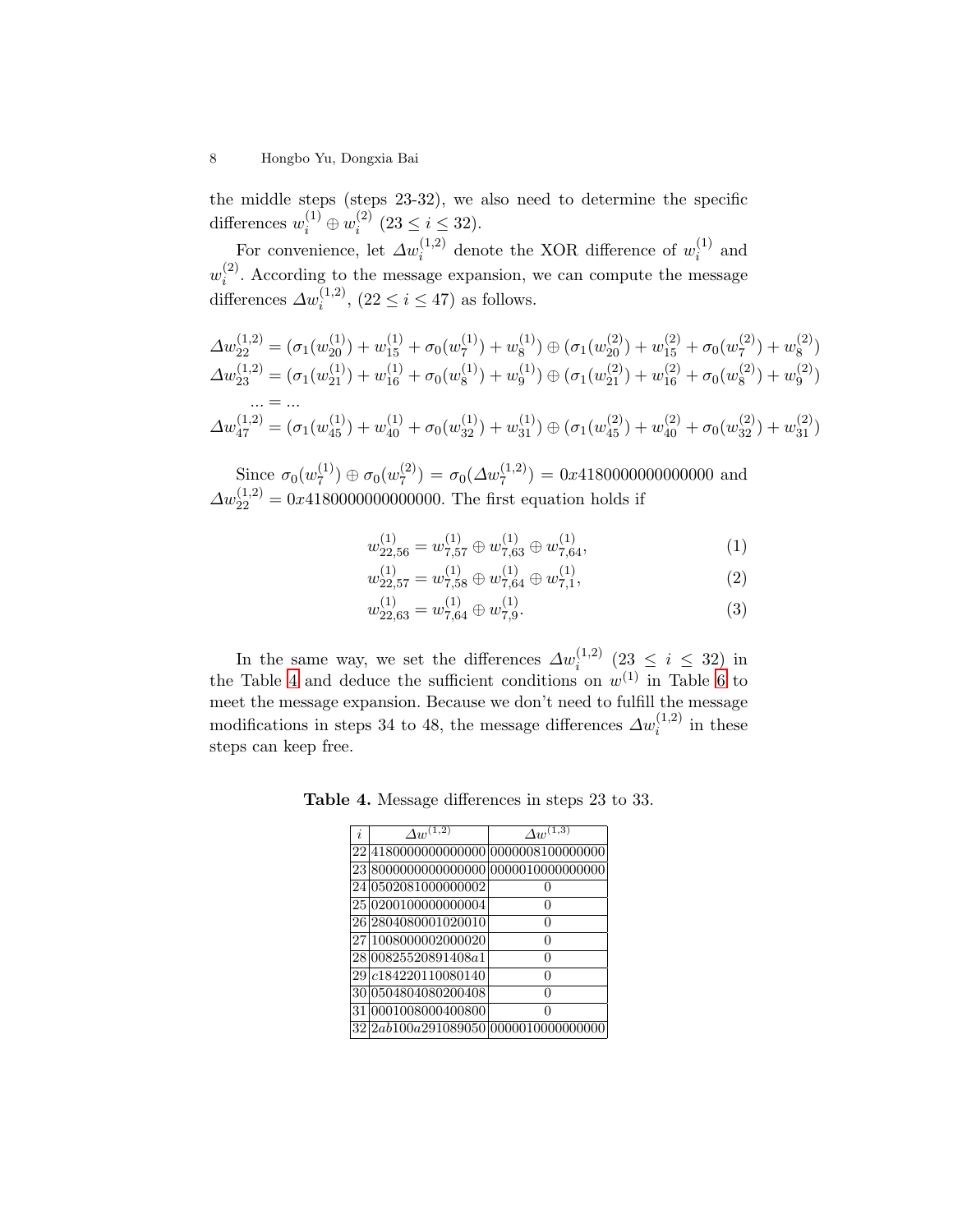the middle steps (steps 23-32), we also need to determine the specific differences $w_i^{(1)} \oplus w_i^{(2)}$ $(23 \leq i \leq 32)$.

For convenience, let $\Delta w_i^{(1,2)}$ denote the XOR difference of $w_i^{(1)}$ and $w_i^{(2)}$. According to the message expansion, we can compute the message differences $\Delta w_i^{(1,2)}$, $(22 \leq i \leq 47)$ as follows.

$$
\begin{aligned}
\Delta w_{22}^{(1,2)} &= (\sigma_1(w_{20}^{(1)}) + w_{15}^{(1)} + \sigma_0(w_7^{(1)}) + w_8^{(1)}) \oplus (\sigma_1(w_{20}^{(2)}) + w_{15}^{(2)} + \sigma_0(w_7^{(2)}) + w_8^{(2)}) \\
\Delta w_{23}^{(1,2)} &= (\sigma_1(w_{21}^{(1)}) + w_{16}^{(1)} + \sigma_0(w_8^{(1)}) + w_9^{(1)}) \oplus (\sigma_1(w_{21}^{(2)}) + w_{16}^{(2)} + \sigma_0(w_8^{(2)}) + w_9^{(2)}) \\
... &= ... \\
\Delta w_{47}^{(1,2)} &= (\sigma_1(w_{45}^{(1)}) + w_{40}^{(1)} + \sigma_0(w_{32}^{(1)}) + w_{31}^{(1)}) \oplus (\sigma_1(w_{45}^{(2)}) + w_{40}^{(2)} + \sigma_0(w_{32}^{(2)}) + w_{31}^{(2)})
\end{aligned}
$$

Since $\sigma_0(w_7^{(1)}) \oplus \sigma_0(w_7^{(2)}) = \sigma_0(\Delta w_7^{(1,2)}) = 0x4180000000000000$ and $\Delta w_{22}^{(1,2)} = 0x4180000000000000$. The first equation holds if

$$w_{22,56}^{(1)} = w_{7,57}^{(1)} \oplus w_{7,63}^{(1)} \oplus w_{7,64}^{(1)}, \tag{1}$$

$$w_{22,57}^{(1)} = w_{7,58}^{(1)} \oplus w_{7,64}^{(1)} \oplus w_{7,1}^{(1)}, \tag{2}$$

$$w_{22,63}^{(1)} = w_{7,64}^{(1)} \oplus w_{7,9}^{(1)}. \tag{3}$$

In the same way, we set the differences $\Delta w_i^{(1,2)}$ $(23 \leq i \leq 32)$ in the Table 4 and deduce the sufficient conditions on $w^{(1)}$ in Table 6 to meet the message expansion. Because we don't need to fulfill the message modifications in steps 34 to 48, the message differences $\Delta w_i^{(1,2)}$ in these steps can keep free.

**Table 4.** Message differences in steps 23 to 33.

| $i$ | $\Delta w^{(1,2)}$ | $\Delta w^{(1,3)}$ |
|---|---|---|
| 22 | 4180000000000000 | 0000008100000000 |
| 23 | 8000000000000000 | 0000010000000000 |
| 24 | 0502081000000002 | 0 |
| 25 | 0200100000000004 | 0 |
| 26 | 2804080001020010 | 0 |
| 27 | 1008000002000020 | 0 |
| 28 | 00825520891408a1 | 0 |
| 29 | c184220110080140 | 0 |
| 30 | 0504804080200408 | 0 |
| 31 | 0001008000400800 | 0 |
| 32 | 2ab100a291089050 | 0000010000000000 |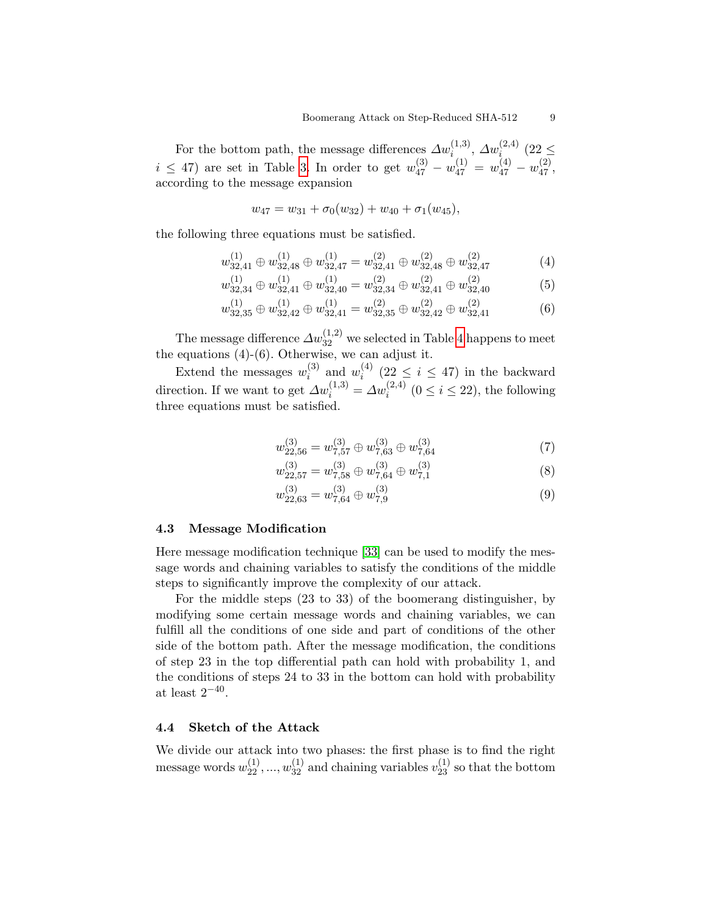For the bottom path, the message differences $\Delta w_i^{(1,3)}$, $\Delta w_i^{(2,4)}$ $(22 \leq i \leq 47)$ are set in Table 3. In order to get $w_{47}^{(3)} - w_{47}^{(1)} = w_{47}^{(4)} - w_{47}^{(2)}$, according to the message expansion

$$w_{47} = w_{31} + \sigma_0(w_{32}) + w_{40} + \sigma_1(w_{45}),$$

the following three equations must be satisfied.

$$w_{32,41}^{(1)} \oplus w_{32,48}^{(1)} \oplus w_{32,47}^{(1)} = w_{32,41}^{(2)} \oplus w_{32,48}^{(2)} \oplus w_{32,47}^{(2)} \tag{4}$$

$$w_{32,34}^{(1)} \oplus w_{32,41}^{(1)} \oplus w_{32,40}^{(1)} = w_{32,34}^{(2)} \oplus w_{32,41}^{(2)} \oplus w_{32,40}^{(2)} \tag{5}$$

$$w_{32,35}^{(1)} \oplus w_{32,42}^{(1)} \oplus w_{32,41}^{(1)} = w_{32,35}^{(2)} \oplus w_{32,42}^{(2)} \oplus w_{32,41}^{(2)} \tag{6}$$

The message difference $\Delta w_{32}^{(1,2)}$ we selected in Table 4 happens to meet the equations (4)-(6). Otherwise, we can adjust it.

Extend the messages $w_i^{(3)}$ and $w_i^{(4)}$ $(22 \leq i \leq 47)$ in the backward direction. If we want to get $\Delta w_i^{(1,3)} = \Delta w_i^{(2,4)}$ $(0 \leq i \leq 22)$, the following three equations must be satisfied.

$$w_{22,56}^{(3)} = w_{7,57}^{(3)} \oplus w_{7,63}^{(3)} \oplus w_{7,64}^{(3)} \tag{7}$$

$$w_{22,57}^{(3)} = w_{7,58}^{(3)} \oplus w_{7,64}^{(3)} \oplus w_{7,1}^{(3)} \tag{8}$$

$$w_{22,63}^{(3)} = w_{7,64}^{(3)} \oplus w_{7,9}^{(3)} \tag{9}$$

### 4.3 Message Modification

Here message modification technique [33] can be used to modify the message words and chaining variables to satisfy the conditions of the middle steps to significantly improve the complexity of our attack.

For the middle steps (23 to 33) of the boomerang distinguisher, by modifying some certain message words and chaining variables, we can fulfill all the conditions of one side and part of conditions of the other side of the bottom path. After the message modification, the conditions of step 23 in the top differential path can hold with probability 1, and the conditions of steps 24 to 33 in the bottom can hold with probability at least $2^{-40}$.

### 4.4 Sketch of the Attack

We divide our attack into two phases: the first phase is to find the right message words $w_{22}^{(1)}, ..., w_{32}^{(1)}$ and chaining variables $v_{23}^{(1)}$ so that the bottom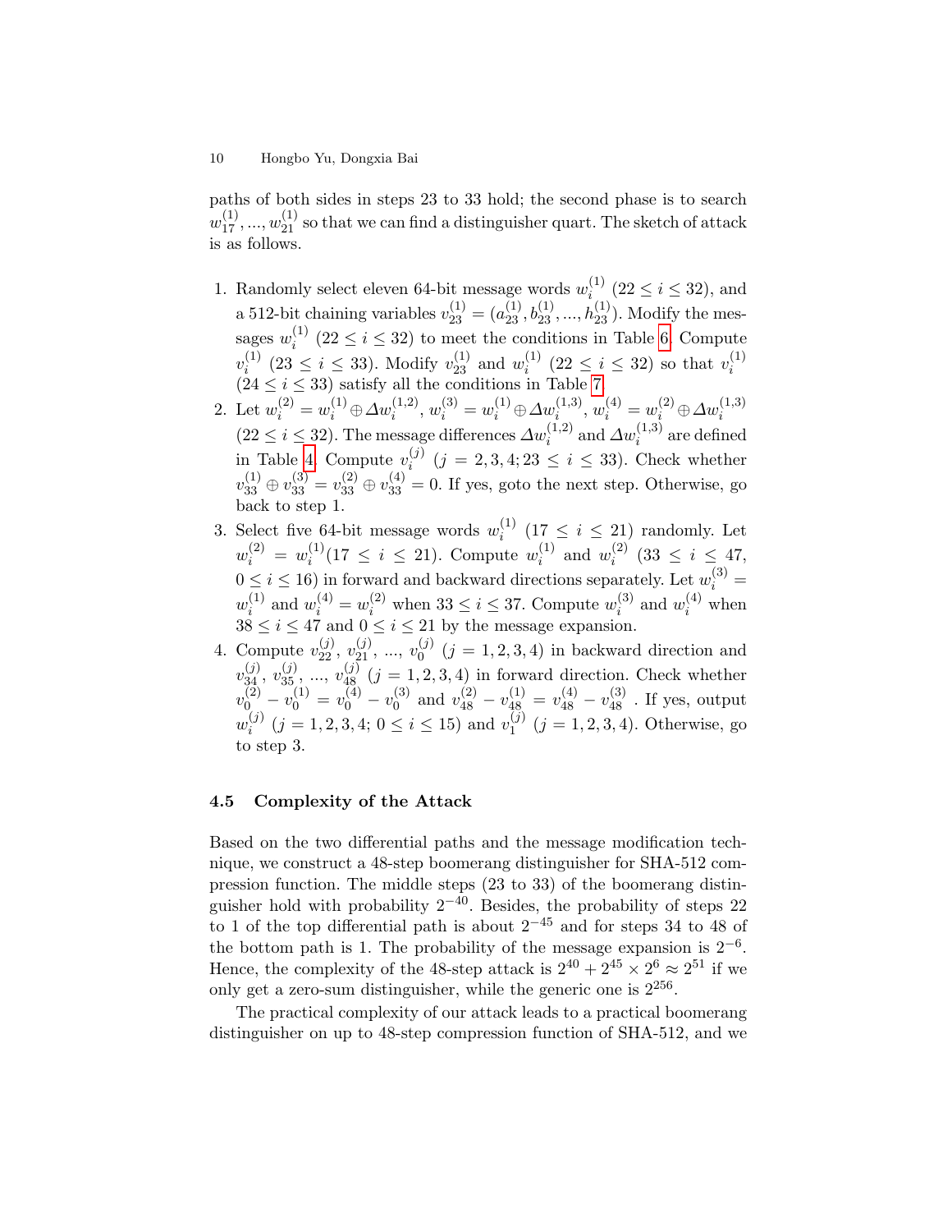paths of both sides in steps 23 to 33 hold; the second phase is to search $w_{17}^{(1)}, ..., w_{21}^{(1)}$ so that we can find a distinguisher quart. The sketch of attack is as follows.

1. Randomly select eleven 64-bit message words $w_i^{(1)}$ $(22 \leq i \leq 32)$, and a 512-bit chaining variables $v_{23}^{(1)} = (a_{23}^{(1)}, b_{23}^{(1)}, ..., h_{23}^{(1)})$. Modify the messages $w_i^{(1)}$ $(22 \leq i \leq 32)$ to meet the conditions in Table 6. Compute $v_i^{(1)}$ $(23 \leq i \leq 33)$. Modify $v_{23}^{(1)}$ and $w_i^{(1)}$ $(22 \leq i \leq 32)$ so that $v_i^{(1)}$ $(24 \leq i \leq 33)$ satisfy all the conditions in Table 7.
2. Let $w_i^{(2)} = w_i^{(1)} \oplus \Delta w_i^{(1,2)}$, $w_i^{(3)} = w_i^{(1)} \oplus \Delta w_i^{(1,3)}$, $w_i^{(4)} = w_i^{(2)} \oplus \Delta w_i^{(1,3)}$ $(22 \leq i \leq 32)$. The message differences $\Delta w_i^{(1,2)}$ and $\Delta w_i^{(1,3)}$ are defined in Table 4. Compute $v_i^{(j)}$ $(j = 2, 3, 4; 23 \leq i \leq 33)$. Check whether $v_{33}^{(1)} \oplus v_{33}^{(3)} = v_{33}^{(2)} \oplus v_{33}^{(4)} = 0$. If yes, goto the next step. Otherwise, go back to step 1.
3. Select five 64-bit message words $w_i^{(1)}$ $(17 \leq i \leq 21)$ randomly. Let $w_i^{(2)} = w_i^{(1)} (17 \leq i \leq 21)$. Compute $w_i^{(1)}$ and $w_i^{(2)}$ $(33 \leq i \leq 47$, $0 \leq i \leq 16)$ in forward and backward directions separately. Let $w_i^{(3)} = w_i^{(1)}$ and $w_i^{(4)} = w_i^{(2)}$ when $33 \leq i \leq 37$. Compute $w_i^{(3)}$ and $w_i^{(4)}$ when $38 \leq i \leq 47$ and $0 \leq i \leq 21$ by the message expansion.
4. Compute $v_{22}^{(j)}, v_{21}^{(j)}, ..., v_0^{(j)}$ $(j = 1, 2, 3, 4)$ in backward direction and $v_{34}^{(j)}, v_{35}^{(j)}, ..., v_{48}^{(j)}$ $(j = 1, 2, 3, 4)$ in forward direction. Check whether $v_0^{(2)} - v_0^{(1)} = v_0^{(4)} - v_0^{(3)}$ and $v_{48}^{(2)} - v_{48}^{(1)} = v_{48}^{(4)} - v_{48}^{(3)}$ . If yes, output $w_i^{(j)}$ $(j = 1, 2, 3, 4; 0 \leq i \leq 15)$ and $v_1^{(j)}$ $(j = 1, 2, 3, 4)$. Otherwise, go to step 3.

### 4.5 Complexity of the Attack

Based on the two differential paths and the message modification technique, we construct a 48-step boomerang distinguisher for SHA-512 compression function. The middle steps (23 to 33) of the boomerang distinguisher hold with probability $2^{-40}$. Besides, the probability of steps 22 to 1 of the top differential path is about $2^{-45}$ and for steps 34 to 48 of the bottom path is 1. The probability of the message expansion is $2^{-6}$. Hence, the complexity of the 48-step attack is $2^{40} + 2^{45} \times 2^{6} \approx 2^{51}$ if we only get a zero-sum distinguisher, while the generic one is $2^{256}$.

The practical complexity of our attack leads to a practical boomerang distinguisher on up to 48-step compression function of SHA-512, and we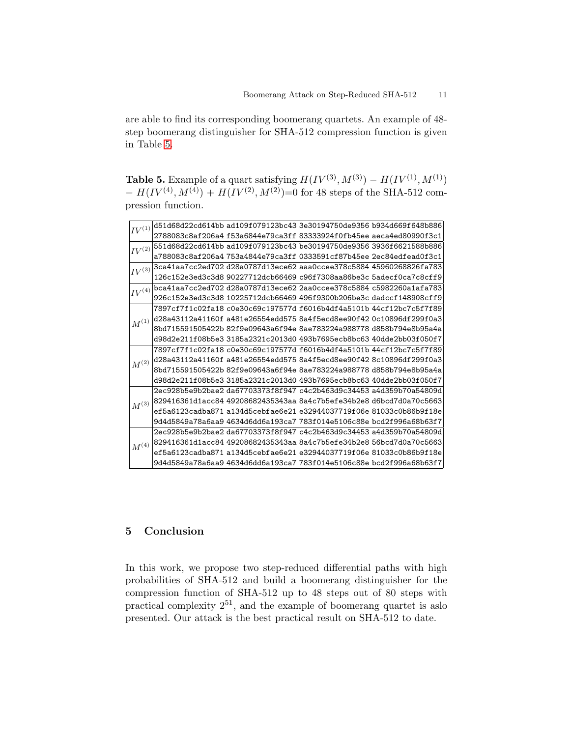are able to find its corresponding boomerang quartets. An example of 48-step boomerang distinguisher for SHA-512 compression function is given in Table 5.

**Table 5.** Example of a quart satisfying $H(IV^{(3)}, M^{(3)}) - H(IV^{(1)}, M^{(1)}) - H(IV^{(4)}, M^{(4)}) + H(IV^{(2)}, M^{(2)})$=0 for 48 steps of the SHA-512 compression function.

| | |
|---|---|
| $IV^{(1)}$ | d51d68d22cd614bb ad109f079123bc43 3e30194750de9356 b934d669f648b886 |
| | 2788083c8af206a4 f53a6844e79ca3ff 83333924f0fb45ee aeca4ed80990f3c1 |
| $IV^{(2)}$ | 551d68d22cd614bb ad109f079123bc43 be30194750de9356 3936f6621588b886 |
| | a788083c8af206a4 753a4844e79ca3ff 0333591cf87b45ee 2ec84edfead0f3c1 |
| $IV^{(3)}$ | 3ca41aa7cc2ed702 d28a0787d13ece62 aaa0ccee378c5884 45960268826fa783 |
| | 126c152e3ed3c3d8 90227712dcb66469 c96f7308aa86be3c 5adecf0ca7c8cff9 |
| $IV^{(4)}$ | bca41aa7cc2ed702 d28a0787d13ece62 2aa0ccee378c5884 c5982260a1afa783 |
| | 926c152e3ed3c3d8 10225712dcb66469 496f9300b206be3c dadccf148908cff9 |
| $M^{(1)}$ | 7897cf7f1c02fa18 c0e30c69c197577d f6016b4df4a5101b 44cf12bc7c5f7f89 |
| | d28a43112a41160f a481e26554edd575 8a4f5ecd8ee90f42 0c10896df299f0a3 |
| | 8bd715591505422b 82f9e09643a6f94e 8ae783224a988778 d858b794e8b95a4a |
| | d98d2e211f08b5e3 3185a2321c2013d0 493b7695ecb8bc63 40dde2bb03f050f7 |
| $M^{(2)}$ | 7897cf7f1c02fa18 c0e30c69c197577d f6016b4df4a5101b 44cf12bc7c5f7f89 |
| | d28a43112a41160f a481e26554edd575 8a4f5ecd8ee90f42 8c10896df299f0a3 |
| | 8bd715591505422b 82f9e09643a6f94e 8ae783224a988778 d858b794e8b95a4a |
| | d98d2e211f08b5e3 3185a2321c2013d0 493b7695ecb8bc63 40dde2bb03f050f7 |
| $M^{(3)}$ | 2ec928b5e9b2bae2 da67703373f8f947 c4c2b463d9c34453 a4d359b70a54809d |
| | 829416361d1acc84 49208682435343aa 8a4c7b5efe34b2e8 d6bcd7d0a70c5663 |
| | ef5a6123cadba871 a134d5cebfae6e21 e32944037719f06e 81033c0b86b9f18e |
| | 9d4d5849a78a6aa9 4634d6dd6a193ca7 783f014e5106c88e bcd2f996a68b63f7 |
| $M^{(4)}$ | 2ec928b5e9b2bae2 da67703373f8f947 c4c2b463d9c34453 a4d359b70a54809d |
| | 829416361d1acc84 49208682435343aa 8a4c7b5efe34b2e8 56bcd7d0a70c5663 |
| | ef5a6123cadba871 a134d5cebfae6e21 e32944037719f06e 81033c0b86b9f18e |
| | 9d4d5849a78a6aa9 4634d6dd6a193ca7 783f014e5106c88e bcd2f996a68b63f7 |

## 5 Conclusion

In this work, we propose two step-reduced differential paths with high probabilities of SHA-512 and build a boomerang distinguisher for the compression function of SHA-512 up to 48 steps out of 80 steps with practical complexity $2^{51}$, and the example of boomerang quartet is aslo presented. Our attack is the best practical result on SHA-512 to date.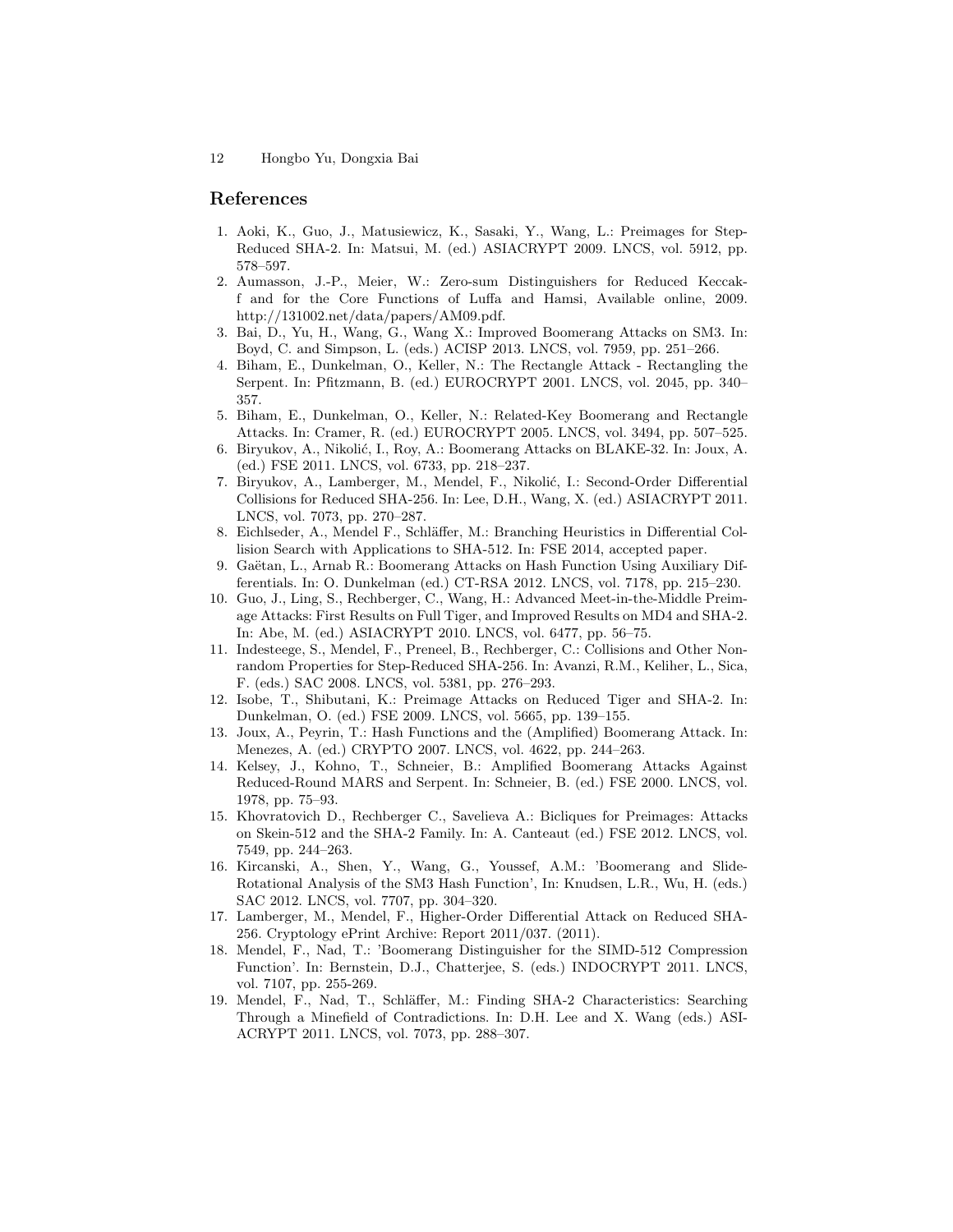## References

1. Aoki, K., Guo, J., Matusiewicz, K., Sasaki, Y., Wang, L.: Preimages for Step-Reduced SHA-2. In: Matsui, M. (ed.) ASIACRYPT 2009. LNCS, vol. 5912, pp. 578–597.
2. Aumasson, J.-P., Meier, W.: Zero-sum Distinguishers for Reduced Keccak-f and for the Core Functions of Luffa and Hamsi, Available online, 2009. http://131002.net/data/papers/AM09.pdf.
3. Bai, D., Yu, H., Wang, G., Wang X.: Improved Boomerang Attacks on SM3. In: Boyd, C. and Simpson, L. (eds.) ACISP 2013. LNCS, vol. 7959, pp. 251–266.
4. Biham, E., Dunkelman, O., Keller, N.: The Rectangle Attack - Rectangling the Serpent. In: Pfitzmann, B. (ed.) EUROCRYPT 2001. LNCS, vol. 2045, pp. 340–357.
5. Biham, E., Dunkelman, O., Keller, N.: Related-Key Boomerang and Rectangle Attacks. In: Cramer, R. (ed.) EUROCRYPT 2005. LNCS, vol. 3494, pp. 507–525.
6. Biryukov, A., Nikolić, I., Roy, A.: Boomerang Attacks on BLAKE-32. In: Joux, A. (ed.) FSE 2011. LNCS, vol. 6733, pp. 218–237.
7. Biryukov, A., Lamberger, M., Mendel, F., Nikolić, I.: Second-Order Differential Collisions for Reduced SHA-256. In: Lee, D.H., Wang, X. (ed.) ASIACRYPT 2011. LNCS, vol. 7073, pp. 270–287.
8. Eichlseder, A., Mendel F., Schläffer, M.: Branching Heuristics in Differential Collision Search with Applications to SHA-512. In: FSE 2014, accepted paper.
9. Gaëtan, L., Arnab R.: Boomerang Attacks on Hash Function Using Auxiliary Differentials. In: O. Dunkelman (ed.) CT-RSA 2012. LNCS, vol. 7178, pp. 215–230.
10. Guo, J., Ling, S., Rechberger, C., Wang, H.: Advanced Meet-in-the-Middle Preimage Attacks: First Results on Full Tiger, and Improved Results on MD4 and SHA-2. In: Abe, M. (ed.) ASIACRYPT 2010. LNCS, vol. 6477, pp. 56–75.
11. Indesteege, S., Mendel, F., Preneel, B., Rechberger, C.: Collisions and Other Non-random Properties for Step-Reduced SHA-256. In: Avanzi, R.M., Keliher, L., Sica, F. (eds.) SAC 2008. LNCS, vol. 5381, pp. 276–293.
12. Isobe, T., Shibutani, K.: Preimage Attacks on Reduced Tiger and SHA-2. In: Dunkelman, O. (ed.) FSE 2009. LNCS, vol. 5665, pp. 139–155.
13. Joux, A., Peyrin, T.: Hash Functions and the (Amplified) Boomerang Attack. In: Menezes, A. (ed.) CRYPTO 2007. LNCS, vol. 4622, pp. 244–263.
14. Kelsey, J., Kohno, T., Schneier, B.: Amplified Boomerang Attacks Against Reduced-Round MARS and Serpent. In: Schneier, B. (ed.) FSE 2000. LNCS, vol. 1978, pp. 75–93.
15. Khovratovich D., Rechberger C., Savelieva A.: Bicliques for Preimages: Attacks on Skein-512 and the SHA-2 Family. In: A. Canteaut (ed.) FSE 2012. LNCS, vol. 7549, pp. 244–263.
16. Kircanski, A., Shen, Y., Wang, G., Youssef, A.M.: 'Boomerang and Slide-Rotational Analysis of the SM3 Hash Function', In: Knudsen, L.R., Wu, H. (eds.) SAC 2012. LNCS, vol. 7707, pp. 304–320.
17. Lamberger, M., Mendel, F., Higher-Order Differential Attack on Reduced SHA-256. Cryptology ePrint Archive: Report 2011/037. (2011).
18. Mendel, F., Nad, T.: 'Boomerang Distinguisher for the SIMD-512 Compression Function'. In: Bernstein, D.J., Chatterjee, S. (eds.) INDOCRYPT 2011. LNCS, vol. 7107, pp. 255-269.
19. Mendel, F., Nad, T., Schläffer, M.: Finding SHA-2 Characteristics: Searching Through a Minefield of Contradictions. In: D.H. Lee and X. Wang (eds.) ASIACRYPT 2011. LNCS, vol. 7073, pp. 288–307.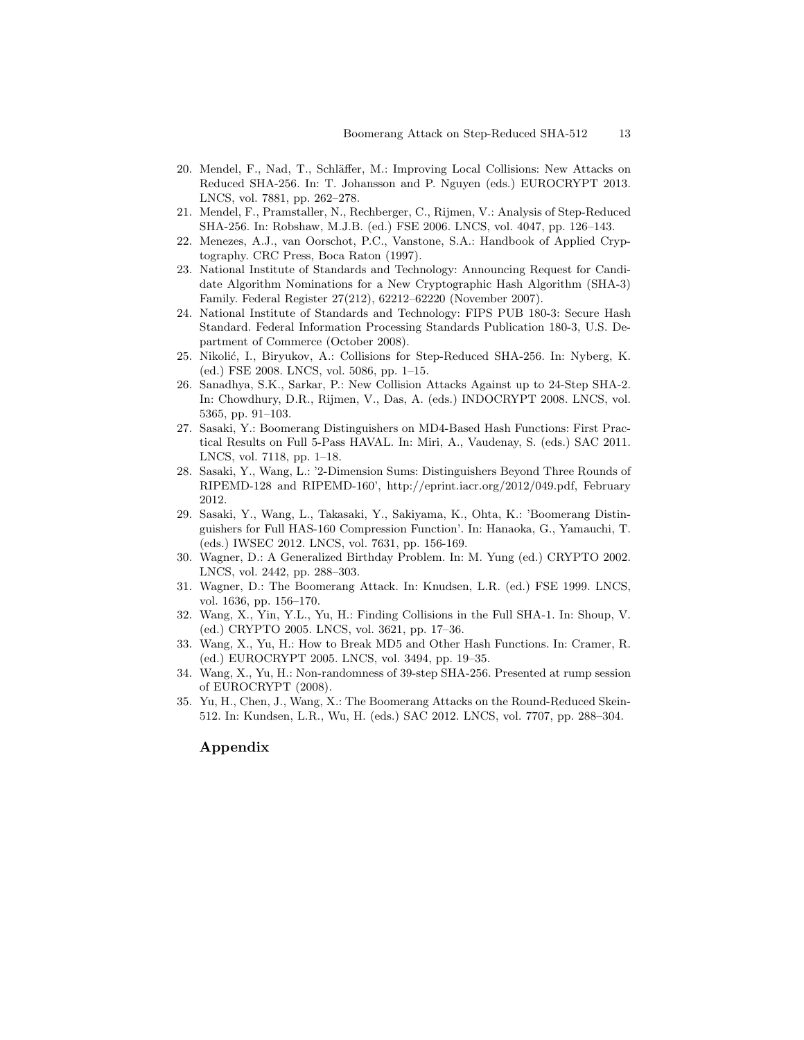20. Mendel, F., Nad, T., Schläffer, M.: Improving Local Collisions: New Attacks on Reduced SHA-256. In: T. Johansson and P. Nguyen (eds.) EUROCRYPT 2013. LNCS, vol. 7881, pp. 262–278.
21. Mendel, F., Pramstaller, N., Rechberger, C., Rijmen, V.: Analysis of Step-Reduced SHA-256. In: Robshaw, M.J.B. (ed.) FSE 2006. LNCS, vol. 4047, pp. 126–143.
22. Menezes, A.J., van Oorschot, P.C., Vanstone, S.A.: Handbook of Applied Cryptography. CRC Press, Boca Raton (1997).
23. National Institute of Standards and Technology: Announcing Request for Candidate Algorithm Nominations for a New Cryptographic Hash Algorithm (SHA-3) Family. Federal Register 27(212), 62212–62220 (November 2007).
24. National Institute of Standards and Technology: FIPS PUB 180-3: Secure Hash Standard. Federal Information Processing Standards Publication 180-3, U.S. Department of Commerce (October 2008).
25. Nikolić, I., Biryukov, A.: Collisions for Step-Reduced SHA-256. In: Nyberg, K. (ed.) FSE 2008. LNCS, vol. 5086, pp. 1–15.
26. Sanadhya, S.K., Sarkar, P.: New Collision Attacks Against up to 24-Step SHA-2. In: Chowdhury, D.R., Rijmen, V., Das, A. (eds.) INDOCRYPT 2008. LNCS, vol. 5365, pp. 91–103.
27. Sasaki, Y.: Boomerang Distinguishers on MD4-Based Hash Functions: First Practical Results on Full 5-Pass HAVAL. In: Miri, A., Vaudenay, S. (eds.) SAC 2011. LNCS, vol. 7118, pp. 1–18.
28. Sasaki, Y., Wang, L.: '2-Dimension Sums: Distinguishers Beyond Three Rounds of RIPEMD-128 and RIPEMD-160', http://eprint.iacr.org/2012/049.pdf, February 2012.
29. Sasaki, Y., Wang, L., Takasaki, Y., Sakiyama, K., Ohta, K.: 'Boomerang Distinguishers for Full HAS-160 Compression Function'. In: Hanaoka, G., Yamauchi, T. (eds.) IWSEC 2012. LNCS, vol. 7631, pp. 156-169.
30. Wagner, D.: A Generalized Birthday Problem. In: M. Yung (ed.) CRYPTO 2002. LNCS, vol. 2442, pp. 288–303.
31. Wagner, D.: The Boomerang Attack. In: Knudsen, L.R. (ed.) FSE 1999. LNCS, vol. 1636, pp. 156–170.
32. Wang, X., Yin, Y.L., Yu, H.: Finding Collisions in the Full SHA-1. In: Shoup, V. (ed.) CRYPTO 2005. LNCS, vol. 3621, pp. 17–36.
33. Wang, X., Yu, H.: How to Break MD5 and Other Hash Functions. In: Cramer, R. (ed.) EUROCRYPT 2005. LNCS, vol. 3494, pp. 19–35.
34. Wang, X., Yu, H.: Non-randomness of 39-step SHA-256. Presented at rump session of EUROCRYPT (2008).
35. Yu, H., Chen, J., Wang, X.: The Boomerang Attacks on the Round-Reduced Skein-512. In: Kundsen, L.R., Wu, H. (eds.) SAC 2012. LNCS, vol. 7707, pp. 288–304.

## Appendix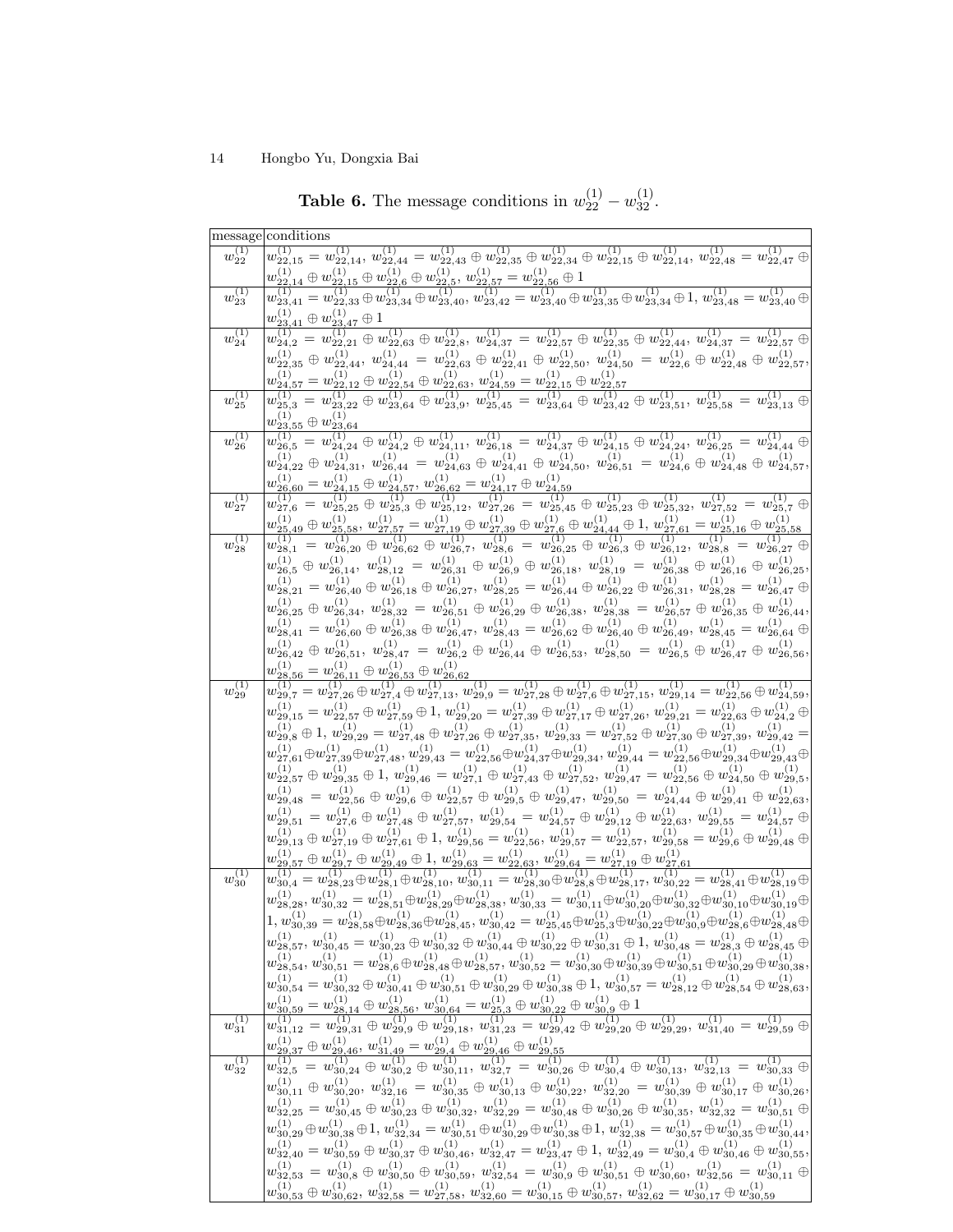**Table 6.** The message conditions in $w_{22}^{(1)} - w_{32}^{(1)}$.

| message | conditions |
|---|---|
| $w_{22}^{(1)}$ | $w_{22,15}^{(1)} = w_{22,14}^{(1)}$, $w_{22,44}^{(1)} = w_{22,43}^{(1)} \oplus w_{22,35}^{(1)} \oplus w_{22,34}^{(1)} \oplus w_{22,15}^{(1)} \oplus w_{22,14}^{(1)}$, $w_{22,48}^{(1)} = w_{22,47}^{(1)} \oplus w_{22,14}^{(1)} \oplus w_{22,15}^{(1)} \oplus w_{22,6}^{(1)} \oplus w_{22,5}^{(1)}$, $w_{22,57}^{(1)} = w_{22,56}^{(1)} \oplus 1$ |
| $w_{23}^{(1)}$ | $w_{23,41}^{(1)} = w_{22,33}^{(1)} \oplus w_{23,34}^{(1)} \oplus w_{23,40}^{(1)}$, $w_{23,42}^{(1)} = w_{23,40}^{(1)} \oplus w_{23,35}^{(1)} \oplus w_{23,34}^{(1)} \oplus 1$, $w_{23,48}^{(1)} = w_{23,40}^{(1)} \oplus w_{23,41}^{(1)} \oplus w_{23,47}^{(1)} \oplus 1$ |
| $w_{24}^{(1)}$ | $w_{24,2}^{(1)} = w_{22,21}^{(1)} \oplus w_{22,63}^{(1)} \oplus w_{22,8}^{(1)}$, $w_{24,37}^{(1)} = w_{22,57}^{(1)} \oplus w_{22,35}^{(1)} \oplus w_{22,44}^{(1)}$, $w_{24,37}^{(1)} = w_{22,57}^{(1)} \oplus w_{22,35}^{(1)} \oplus w_{22,44}^{(1)}$, $w_{24,44}^{(1)} = w_{22,63}^{(1)} \oplus w_{22,41}^{(1)} \oplus w_{22,50}^{(1)}$, $w_{24,50}^{(1)} = w_{22,6}^{(1)} \oplus w_{22,48}^{(1)} \oplus w_{22,57}^{(1)}$, $w_{24,57}^{(1)} = w_{22,12}^{(1)} \oplus w_{22,54}^{(1)} \oplus w_{22,63}^{(1)}$, $w_{24,59}^{(1)} = w_{22,15}^{(1)} \oplus w_{22,57}^{(1)}$ |
| $w_{25}^{(1)}$ | $w_{25,3}^{(1)} = w_{23,22}^{(1)} \oplus w_{23,64}^{(1)} \oplus w_{23,9}^{(1)}$, $w_{25,45}^{(1)} = w_{23,64}^{(1)} \oplus w_{23,42}^{(1)} \oplus w_{23,51}^{(1)}$, $w_{25,58}^{(1)} = w_{23,13}^{(1)} \oplus w_{23,55}^{(1)} \oplus w_{23,64}^{(1)}$ |
| $w_{26}^{(1)}$ | $w_{26,5}^{(1)} = w_{24,24}^{(1)} \oplus w_{24,2}^{(1)} \oplus w_{24,11}^{(1)}$, $w_{26,18}^{(1)} = w_{24,37}^{(1)} \oplus w_{24,15}^{(1)} \oplus w_{24,24}^{(1)}$, $w_{26,25}^{(1)} = w_{24,44}^{(1)} \oplus w_{24,22}^{(1)} \oplus w_{24,31}^{(1)}$, $w_{26,44}^{(1)} = w_{24,63}^{(1)} \oplus w_{24,41}^{(1)} \oplus w_{24,50}^{(1)}$, $w_{26,51}^{(1)} = w_{24,6}^{(1)} \oplus w_{24,48}^{(1)} \oplus w_{24,57}^{(1)}$, $w_{26,60}^{(1)} = w_{24,15}^{(1)} \oplus w_{24,57}^{(1)}$, $w_{26,62}^{(1)} = w_{24,17}^{(1)} \oplus w_{24,59}^{(1)}$ |
| $w_{27}^{(1)}$ | $w_{27,6}^{(1)} = w_{25,25}^{(1)} \oplus w_{25,3}^{(1)} \oplus w_{25,12}^{(1)}$, $w_{27,26}^{(1)} = w_{25,45}^{(1)} \oplus w_{25,23}^{(1)} \oplus w_{25,32}^{(1)}$, $w_{27,52}^{(1)} = w_{25,7}^{(1)} \oplus w_{25,49}^{(1)} \oplus w_{25,58}^{(1)}$, $w_{27,57}^{(1)} = w_{27,19}^{(1)} \oplus w_{27,39}^{(1)} \oplus w_{27,6}^{(1)} \oplus w_{24,44}^{(1)} \oplus 1$, $w_{27,61}^{(1)} = w_{25,16}^{(1)} \oplus w_{25,58}^{(1)}$ |
| $w_{28}^{(1)}$ | $w_{28,1}^{(1)} = w_{26,20}^{(1)} \oplus w_{26,62}^{(1)} \oplus w_{26,7}^{(1)}$, $w_{28,6}^{(1)} = w_{26,25}^{(1)} \oplus w_{26,3}^{(1)} \oplus w_{26,12}^{(1)}$, $w_{28,8}^{(1)} = w_{26,27}^{(1)} \oplus w_{26,5}^{(1)} \oplus w_{26,14}^{(1)}$, $w_{28,12}^{(1)} = w_{26,31}^{(1)} \oplus w_{26,9}^{(1)} \oplus w_{26,18}^{(1)}$, $w_{28,19}^{(1)} = w_{26,38}^{(1)} \oplus w_{26,16}^{(1)} \oplus w_{26,25}^{(1)}$, $w_{28,21}^{(1)} = w_{26,40}^{(1)} \oplus w_{26,18}^{(1)} \oplus w_{26,27}^{(1)}$, $w_{28,25}^{(1)} = w_{26,44}^{(1)} \oplus w_{26,22}^{(1)} \oplus w_{26,31}^{(1)}$, $w_{28,28}^{(1)} = w_{26,47}^{(1)} \oplus w_{26,25}^{(1)} \oplus w_{26,34}^{(1)}$, $w_{28,32}^{(1)} = w_{26,51}^{(1)} \oplus w_{26,29}^{(1)} \oplus w_{26,38}^{(1)}$, $w_{28,38}^{(1)} = w_{26,57}^{(1)} \oplus w_{26,35}^{(1)} \oplus w_{26,44}^{(1)}$, $w_{28,41}^{(1)} = w_{26,60}^{(1)} \oplus w_{26,38}^{(1)} \oplus w_{26,47}^{(1)}$, $w_{28,43}^{(1)} = w_{26,62}^{(1)} \oplus w_{26,40}^{(1)} \oplus w_{26,49}^{(1)}$, $w_{28,45}^{(1)} = w_{26,64}^{(1)} \oplus w_{26,42}^{(1)} \oplus w_{26,51}^{(1)}$, $w_{28,47}^{(1)} = w_{26,2}^{(1)} \oplus w_{26,44}^{(1)} \oplus w_{26,53}^{(1)}$, $w_{28,50}^{(1)} = w_{26,5}^{(1)} \oplus w_{26,47}^{(1)} \oplus w_{26,56}^{(1)}$, $w_{28,56}^{(1)} = w_{26,11}^{(1)} \oplus w_{26,53}^{(1)} \oplus w_{26,62}^{(1)}$ |
| $w_{29}^{(1)}$ | $w_{29,7}^{(1)} = w_{27,26}^{(1)} \oplus w_{27,4}^{(1)} \oplus w_{27,13}^{(1)}$, $w_{29,9}^{(1)} = w_{27,28}^{(1)} \oplus w_{27,6}^{(1)} \oplus w_{27,15}^{(1)}$, $w_{29,14}^{(1)} = w_{22,56}^{(1)} \oplus w_{24,59}^{(1)}$, $w_{29,15}^{(1)} = w_{22,57}^{(1)} \oplus w_{27,59}^{(1)} \oplus 1$, $w_{29,20}^{(1)} = w_{27,39}^{(1)} \oplus w_{27,17}^{(1)} \oplus w_{27,26}^{(1)}$, $w_{29,21}^{(1)} = w_{22,63}^{(1)} \oplus w_{24,2}^{(1)} \oplus w_{29,8}^{(1)} \oplus 1$, $w_{29,29}^{(1)} = w_{27,48}^{(1)} \oplus w_{27,26}^{(1)} \oplus w_{27,35}^{(1)}$, $w_{29,33}^{(1)} = w_{27,52}^{(1)} \oplus w_{27,30}^{(1)} \oplus w_{27,39}^{(1)}$, $w_{29,42}^{(1)} = w_{27,61}^{(1)} \oplus w_{27,39}^{(1)} \oplus w_{27,48}^{(1)}$, $w_{29,43}^{(1)} = w_{22,56}^{(1)} \oplus w_{24,37}^{(1)} \oplus w_{29,34}^{(1)}$, $w_{29,44}^{(1)} = w_{22,56}^{(1)} \oplus w_{29,34}^{(1)} \oplus w_{29,43}^{(1)} \oplus w_{22,57}^{(1)} \oplus w_{29,35}^{(1)} \oplus 1$, $w_{29,46}^{(1)} = w_{27,1}^{(1)} \oplus w_{27,43}^{(1)} \oplus w_{27,52}^{(1)}$, $w_{29,47}^{(1)} = w_{22,56}^{(1)} \oplus w_{24,50}^{(1)} \oplus w_{29,5}^{(1)}$, $w_{29,48}^{(1)} = w_{22,56}^{(1)} \oplus w_{29,6}^{(1)} \oplus w_{22,57}^{(1)} \oplus w_{29,5}^{(1)} \oplus w_{29,47}^{(1)}$, $w_{29,50}^{(1)} = w_{24,44}^{(1)} \oplus w_{29,41}^{(1)} \oplus w_{22,63}^{(1)}$, $w_{29,51}^{(1)} = w_{27,6}^{(1)} \oplus w_{27,48}^{(1)} \oplus w_{27,57}^{(1)}$, $w_{29,54}^{(1)} = w_{24,57}^{(1)} \oplus w_{29,12}^{(1)} \oplus w_{22,63}^{(1)}$, $w_{29,55}^{(1)} = w_{24,57}^{(1)} \oplus w_{29,13}^{(1)} \oplus w_{27,19}^{(1)} \oplus w_{27,61}^{(1)} \oplus 1$, $w_{29,56}^{(1)} = w_{22,56}^{(1)}$, $w_{29,57}^{(1)} = w_{22,57}^{(1)}$, $w_{29,58}^{(1)} = w_{29,6}^{(1)} \oplus w_{29,48}^{(1)} \oplus w_{29,57}^{(1)} \oplus w_{29,7}^{(1)} \oplus w_{29,49}^{(1)} \oplus 1$, $w_{29,63}^{(1)} = w_{22,63}^{(1)}$, $w_{29,64}^{(1)} = w_{27,19}^{(1)} \oplus w_{27,61}^{(1)}$ |
| $w_{30}^{(1)}$ | $w_{30,4}^{(1)} = w_{28,23}^{(1)} \oplus w_{28,1}^{(1)} \oplus w_{28,10}^{(1)}$, $w_{30,11}^{(1)} = w_{28,30}^{(1)} \oplus w_{28,8}^{(1)} \oplus w_{28,17}^{(1)}$, $w_{30,22}^{(1)} = w_{28,41}^{(1)} \oplus w_{28,19}^{(1)} \oplus w_{28,28}^{(1)}$, $w_{30,32}^{(1)} = w_{28,51}^{(1)} \oplus w_{28,29}^{(1)} \oplus w_{28,38}^{(1)}$, $w_{30,33}^{(1)} = w_{30,11}^{(1)} \oplus w_{30,20}^{(1)} \oplus w_{30,32}^{(1)} \oplus w_{30,10}^{(1)} \oplus w_{30,19}^{(1)} \oplus 1$, $w_{30,39}^{(1)} = w_{28,58}^{(1)} \oplus w_{28,36}^{(1)} \oplus w_{28,45}^{(1)}$, $w_{30,42}^{(1)} = w_{25,45}^{(1)} \oplus w_{25,3}^{(1)} \oplus w_{30,22}^{(1)} \oplus w_{30,9}^{(1)} \oplus w_{28,6}^{(1)} \oplus w_{28,48}^{(1)} \oplus w_{28,57}^{(1)}$, $w_{30,45}^{(1)} = w_{30,23}^{(1)} \oplus w_{30,32}^{(1)} \oplus w_{30,44}^{(1)} \oplus w_{30,22}^{(1)} \oplus w_{30,31}^{(1)} \oplus 1$, $w_{30,48}^{(1)} = w_{28,3}^{(1)} \oplus w_{28,45}^{(1)} \oplus w_{28,54}^{(1)}$, $w_{30,51}^{(1)} = w_{28,6}^{(1)} \oplus w_{28,48}^{(1)} \oplus w_{28,57}^{(1)}$, $w_{30,52}^{(1)} = w_{30,30}^{(1)} \oplus w_{30,39}^{(1)} \oplus w_{30,51}^{(1)} \oplus w_{30,29}^{(1)} \oplus w_{30,38}^{(1)}$, $w_{30,54}^{(1)} = w_{30,32}^{(1)} \oplus w_{30,41}^{(1)} \oplus w_{30,51}^{(1)} \oplus w_{30,29}^{(1)} \oplus w_{30,38}^{(1)} \oplus 1$, $w_{30,57}^{(1)} = w_{28,12}^{(1)} \oplus w_{28,54}^{(1)} \oplus w_{28,63}^{(1)}$, $w_{30,59}^{(1)} = w_{28,14}^{(1)} \oplus w_{28,56}^{(1)}$, $w_{30,64}^{(1)} = w_{25,3}^{(1)} \oplus w_{30,22}^{(1)} \oplus w_{30,9}^{(1)} \oplus 1$ |
| $w_{31}^{(1)}$ | $w_{31,12}^{(1)} = w_{29,31}^{(1)} \oplus w_{29,9}^{(1)} \oplus w_{29,18}^{(1)}$, $w_{31,23}^{(1)} = w_{29,42}^{(1)} \oplus w_{29,20}^{(1)} \oplus w_{29,29}^{(1)}$, $w_{31,40}^{(1)} = w_{29,59}^{(1)} \oplus w_{29,37}^{(1)} \oplus w_{29,46}^{(1)}$, $w_{31,49}^{(1)} = w_{29,4}^{(1)} \oplus w_{29,46}^{(1)} \oplus w_{29,55}^{(1)}$ |
| $w_{32}^{(1)}$ | $w_{32,5}^{(1)} = w_{30,24}^{(1)} \oplus w_{30,2}^{(1)} \oplus w_{30,11}^{(1)}$, $w_{32,7}^{(1)} = w_{30,26}^{(1)} \oplus w_{30,4}^{(1)} \oplus w_{30,13}^{(1)}$, $w_{32,13}^{(1)} = w_{30,33}^{(1)} \oplus w_{30,11}^{(1)} \oplus w_{30,20}^{(1)}$, $w_{32,16}^{(1)} = w_{30,35}^{(1)} \oplus w_{30,13}^{(1)} \oplus w_{30,22}^{(1)}$, $w_{32,20}^{(1)} = w_{30,39}^{(1)} \oplus w_{30,17}^{(1)} \oplus w_{30,26}^{(1)}$, $w_{32,25}^{(1)} = w_{30,45}^{(1)} \oplus w_{30,23}^{(1)} \oplus w_{30,32}^{(1)}$, $w_{32,29}^{(1)} = w_{30,48}^{(1)} \oplus w_{30,26}^{(1)} \oplus w_{30,35}^{(1)}$, $w_{32,32}^{(1)} = w_{30,51}^{(1)} \oplus w_{30,29}^{(1)} \oplus w_{30,38}^{(1)} \oplus 1$, $w_{32,34}^{(1)} = w_{30,51}^{(1)} \oplus w_{30,29}^{(1)} \oplus w_{30,38}^{(1)} \oplus 1$, $w_{32,38}^{(1)} = w_{30,57}^{(1)} \oplus w_{30,35}^{(1)} \oplus w_{30,44}^{(1)}$, $w_{32,40}^{(1)} = w_{30,59}^{(1)} \oplus w_{30,37}^{(1)} \oplus w_{30,46}^{(1)}$, $w_{32,47}^{(1)} = w_{23,47}^{(1)} \oplus 1$, $w_{32,49}^{(1)} = w_{30,4}^{(1)} \oplus w_{30,46}^{(1)} \oplus w_{30,55}^{(1)}$, $w_{32,53}^{(1)} = w_{30,8}^{(1)} \oplus w_{30,50}^{(1)} \oplus w_{30,59}^{(1)}$, $w_{32,54}^{(1)} = w_{30,9}^{(1)} \oplus w_{30,51}^{(1)} \oplus w_{30,60}^{(1)}$, $w_{32,56}^{(1)} = w_{30,11}^{(1)} \oplus w_{30,53}^{(1)} \oplus w_{30,62}^{(1)}$, $w_{32,58}^{(1)} = w_{27,58}^{(1)}$, $w_{32,60}^{(1)} = w_{30,15}^{(1)} \oplus w_{30,57}^{(1)}$, $w_{32,62}^{(1)} = w_{30,17}^{(1)} \oplus w_{30,59}^{(1)}$ |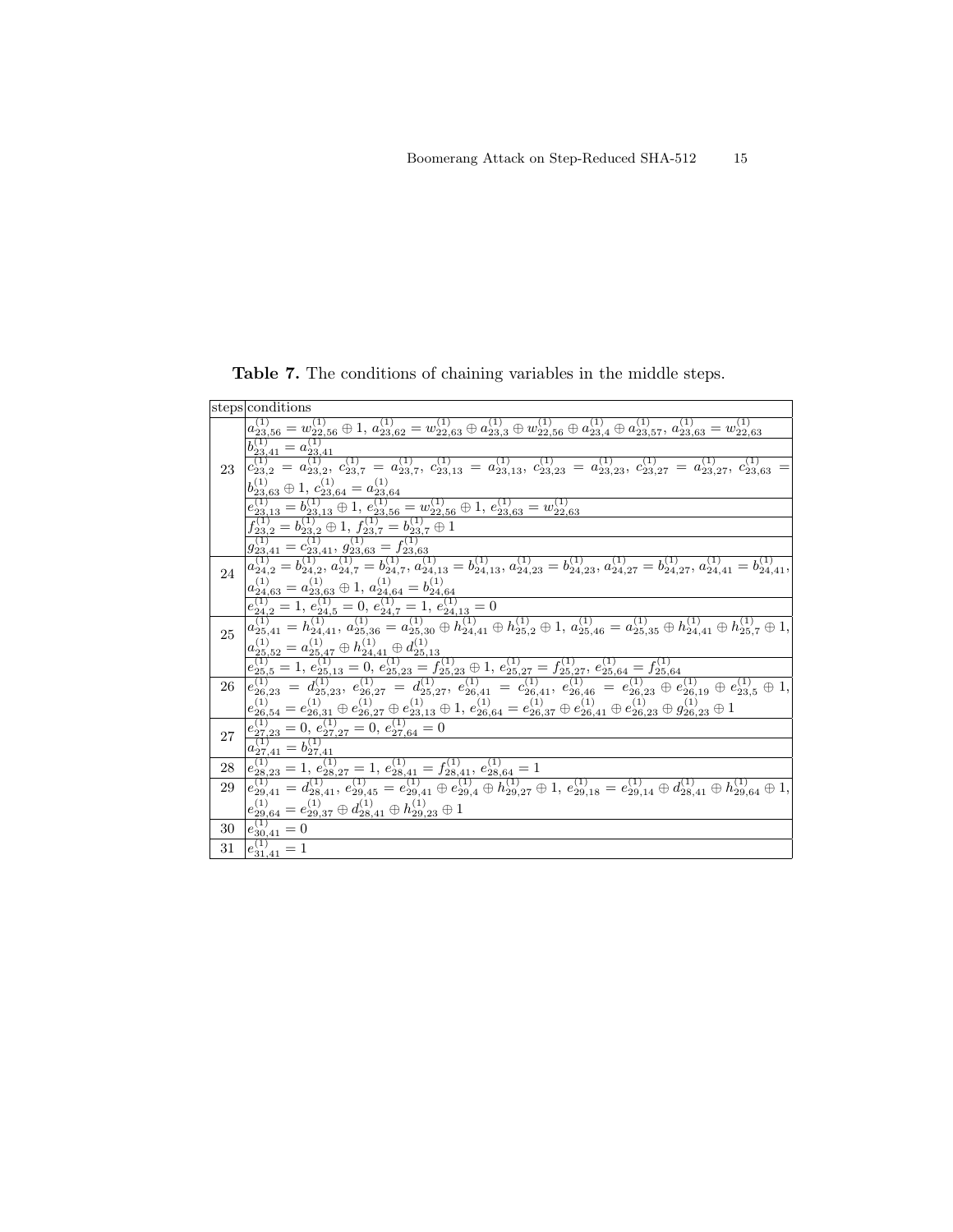**Table 7.** The conditions of chaining variables in the middle steps.

| steps | conditions |
| --- | --- |
| 23 | $a^{(1)}_{23,56} = w^{(1)}_{22,56} \oplus 1$, $a^{(1)}_{23,62} = w^{(1)}_{22,63} \oplus a^{(1)}_{23,3} \oplus w^{(1)}_{22,56} \oplus a^{(1)}_{23,4} \oplus a^{(1)}_{23,57}$, $a^{(1)}_{23,63} = w^{(1)}_{22,63}$ |
| | $b^{(1)}_{23,41} = a^{(1)}_{23,41}$ |
| | $c^{(1)}_{23,2} = a^{(1)}_{23,2}$, $c^{(1)}_{23,7} = a^{(1)}_{23,7}$, $c^{(1)}_{23,13} = a^{(1)}_{23,13}$, $c^{(1)}_{23,23} = a^{(1)}_{23,23}$, $c^{(1)}_{23,27} = a^{(1)}_{23,27}$, $c^{(1)}_{23,63} = b^{(1)}_{23,63} \oplus 1$, $c^{(1)}_{23,64} = a^{(1)}_{23,64}$ |
| | $e^{(1)}_{23,13} = b^{(1)}_{23,13} \oplus 1$, $e^{(1)}_{23,56} = w^{(1)}_{22,56} \oplus 1$, $e^{(1)}_{23,63} = w^{(1)}_{22,63}$ |
| | $f^{(1)}_{23,2} = b^{(1)}_{23,2} \oplus 1$, $f^{(1)}_{23,7} = b^{(1)}_{23,7} \oplus 1$ |
| | $g^{(1)}_{23,41} = c^{(1)}_{23,41}$, $g^{(1)}_{23,63} = f^{(1)}_{23,63}$ |
| 24 | $a^{(1)}_{24,2} = b^{(1)}_{24,2}$, $a^{(1)}_{24,7} = b^{(1)}_{24,7}$, $a^{(1)}_{24,13} = b^{(1)}_{24,13}$, $a^{(1)}_{24,23} = b^{(1)}_{24,23}$, $a^{(1)}_{24,27} = b^{(1)}_{24,27}$, $a^{(1)}_{24,41} = b^{(1)}_{24,41}$, $a^{(1)}_{24,63} = a^{(1)}_{23,63} \oplus 1$, $a^{(1)}_{24,64} = b^{(1)}_{24,64}$ |
| | $e^{(1)}_{24,2} = 1$, $e^{(1)}_{24,5} = 0$, $e^{(1)}_{24,7} = 1$, $e^{(1)}_{24,13} = 0$ |
| 25 | $a^{(1)}_{25,41} = h^{(1)}_{24,41}$, $a^{(1)}_{25,36} = a^{(1)}_{25,30} \oplus h^{(1)}_{24,41} \oplus h^{(1)}_{25,2} \oplus 1$, $a^{(1)}_{25,46} = a^{(1)}_{25,35} \oplus h^{(1)}_{24,41} \oplus h^{(1)}_{25,7} \oplus 1$, $a^{(1)}_{25,52} = a^{(1)}_{25,47} \oplus h^{(1)}_{24,41} \oplus d^{(1)}_{25,13}$ |
| | $e^{(1)}_{25,5} = 1$, $e^{(1)}_{25,13} = 0$, $e^{(1)}_{25,23} = f^{(1)}_{25,23} \oplus 1$, $e^{(1)}_{25,27} = f^{(1)}_{25,27}$, $e^{(1)}_{25,64} = f^{(1)}_{25,64}$ |
| 26 | $e^{(1)}_{26,23} = d^{(1)}_{25,23}$, $e^{(1)}_{26,27} = d^{(1)}_{25,27}$, $e^{(1)}_{26,41} = c^{(1)}_{26,41}$, $e^{(1)}_{26,46} = e^{(1)}_{26,23} \oplus e^{(1)}_{26,19} \oplus e^{(1)}_{23,5} \oplus 1$, $e^{(1)}_{26,54} = e^{(1)}_{26,31} \oplus e^{(1)}_{26,27} \oplus e^{(1)}_{23,13} \oplus 1$, $e^{(1)}_{26,64} = e^{(1)}_{26,37} \oplus e^{(1)}_{26,41} \oplus e^{(1)}_{26,23} \oplus g^{(1)}_{26,23} \oplus 1$ |
| 27 | $e^{(1)}_{27,23} = 0$, $e^{(1)}_{27,27} = 0$, $e^{(1)}_{27,64} = 0$ |
| | $a^{(1)}_{27,41} = b^{(1)}_{27,41}$ |
| 28 | $e^{(1)}_{28,23} = 1$, $e^{(1)}_{28,27} = 1$, $e^{(1)}_{28,41} = f^{(1)}_{28,41}$, $e^{(1)}_{28,64} = 1$ |
| 29 | $e^{(1)}_{29,41} = d^{(1)}_{28,41}$, $e^{(1)}_{29,45} = e^{(1)}_{29,41} \oplus e^{(1)}_{29,4} \oplus h^{(1)}_{29,27} \oplus 1$, $e^{(1)}_{29,18} = e^{(1)}_{29,14} \oplus d^{(1)}_{28,41} \oplus h^{(1)}_{29,64} \oplus 1$, $e^{(1)}_{29,64} = e^{(1)}_{29,37} \oplus d^{(1)}_{28,41} \oplus h^{(1)}_{29,23} \oplus 1$ |
| 30 | $e^{(1)}_{30,41} = 0$ |
| 31 | $e^{(1)}_{31,41} = 1$ |